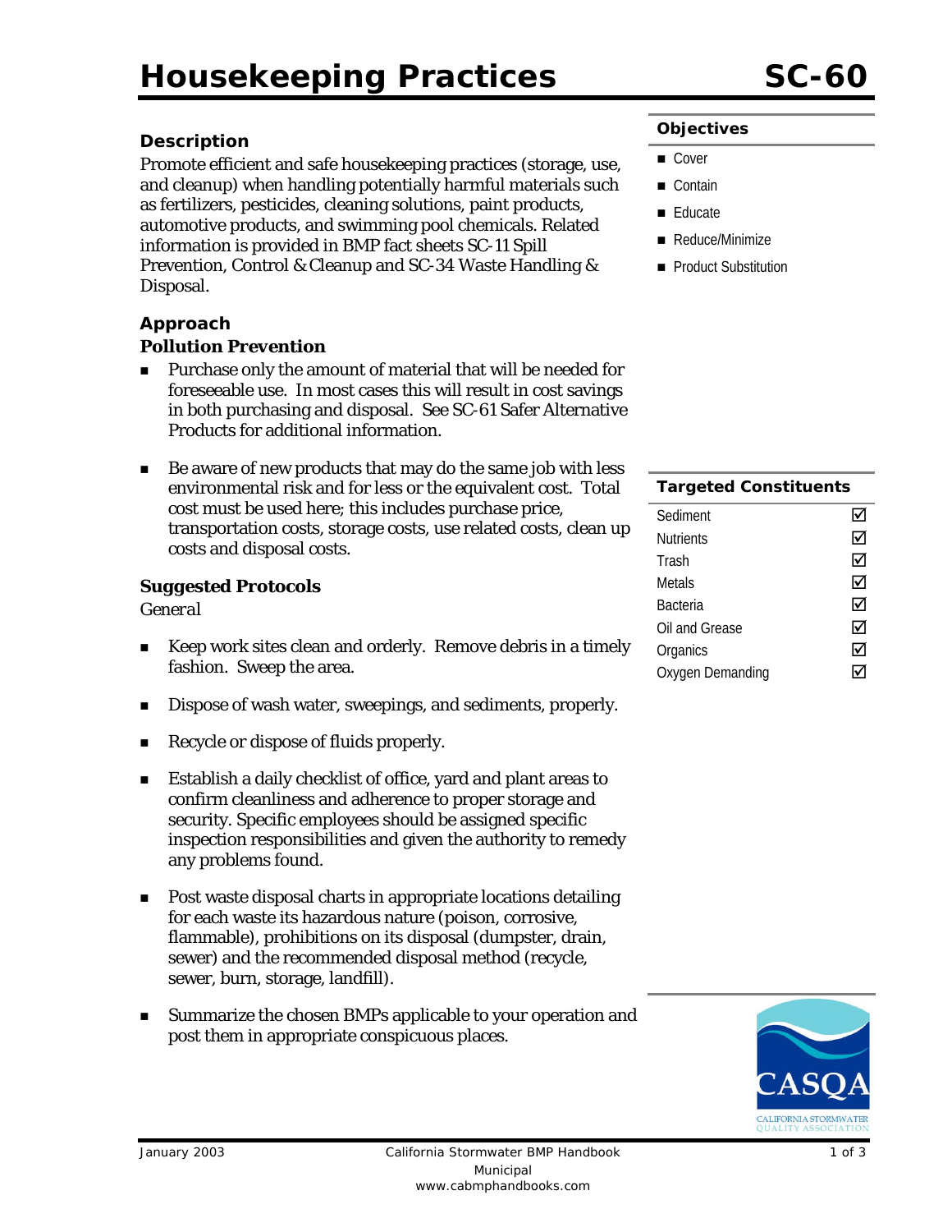# Housekeeping Practices SC-60

## Description

Promote efficient and safe housekeeping practices (storage, use, and cleanup) when handling potentially harmful materials such as fertilizers, pesticides, cleaning solutions, paint products, automotive products, and swimming pool chemicals. Related information is provided in BMP fact sheets SC-11 Spill Prevention, Control & Cleanup and SC-34 Waste Handling & Disposal.

## Approach

### Pollution Prevention

- Purchase only the amount of material that will be needed for foreseeable use. In most cases this will result in cost savings in both purchasing and disposal. See SC-61 Safer Alternative Products for additional information.
- Be aware of new products that may do the same job with less environmental risk and for less or the equivalent cost. Total cost must be used here; this includes purchase price, transportation costs, storage costs, use related costs, clean up costs and disposal costs.

### Suggested Protocols

*General*

- Keep work sites clean and orderly. Remove debris in a timely fashion. Sweep the area.
- Dispose of wash water, sweepings, and sediments, properly.
- Recycle or dispose of fluids properly.
- Establish a daily checklist of office, yard and plant areas to confirm cleanliness and adherence to proper storage and security. Specific employees should be assigned specific inspection responsibilities and given the authority to remedy any problems found.
- Post waste disposal charts in appropriate locations detailing for each waste its hazardous nature (poison, corrosive, flammable), prohibitions on its disposal (dumpster, drain, sewer) and the recommended disposal method (recycle, sewer, burn, storage, landfill).
- Summarize the chosen BMPs applicable to your operation and post them in appropriate conspicuous places.

**Objectives**

- Cover
- Contain
- Educate
- Reduce/Minimize
- Product Substitution

| Targeted Constituents | |
|---|---|
| Sediment | ☑ |
| Nutrients | ☑ |
| Trash | ☑ |
| Metals | ☑ |
| Bacteria | ☑ |
| Oil and Grease | ☑ |
| Organics | ☑ |
| Oxygen Demanding | ☑ |

CASQA
CALIFORNIA STORMWATER QUALITY ASSOCIATION

January 2003 California Stormwater BMP Handbook
Municipal
www.cabmphandbooks.com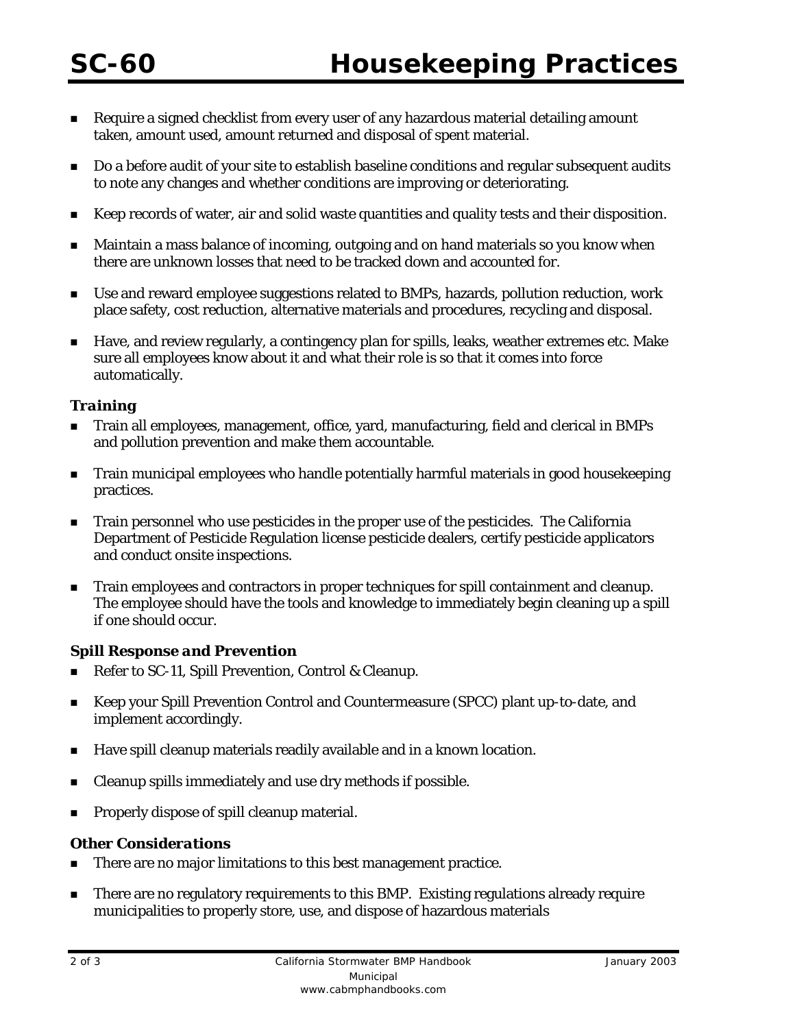- Require a signed checklist from every user of any hazardous material detailing amount taken, amount used, amount returned and disposal of spent material.
- Do a before audit of your site to establish baseline conditions and regular subsequent audits to note any changes and whether conditions are improving or deteriorating.
- Keep records of water, air and solid waste quantities and quality tests and their disposition.
- Maintain a mass balance of incoming, outgoing and on hand materials so you know when there are unknown losses that need to be tracked down and accounted for.
- Use and reward employee suggestions related to BMPs, hazards, pollution reduction, work place safety, cost reduction, alternative materials and procedures, recycling and disposal.
- Have, and review regularly, a contingency plan for spills, leaks, weather extremes etc. Make sure all employees know about it and what their role is so that it comes into force automatically.

### *Training*

- Train all employees, management, office, yard, manufacturing, field and clerical in BMPs and pollution prevention and make them accountable.
- Train municipal employees who handle potentially harmful materials in good housekeeping practices.
- Train personnel who use pesticides in the proper use of the pesticides. The California Department of Pesticide Regulation license pesticide dealers, certify pesticide applicators and conduct onsite inspections.
- Train employees and contractors in proper techniques for spill containment and cleanup. The employee should have the tools and knowledge to immediately begin cleaning up a spill if one should occur.

### *Spill Response and Prevention*

- Refer to SC-11, Spill Prevention, Control & Cleanup.
- Keep your Spill Prevention Control and Countermeasure (SPCC) plant up-to-date, and implement accordingly.
- Have spill cleanup materials readily available and in a known location.
- Cleanup spills immediately and use dry methods if possible.
- Properly dispose of spill cleanup material.

### *Other Considerations*

- There are no major limitations to this best management practice.
- There are no regulatory requirements to this BMP. Existing regulations already require municipalities to properly store, use, and dispose of hazardous materials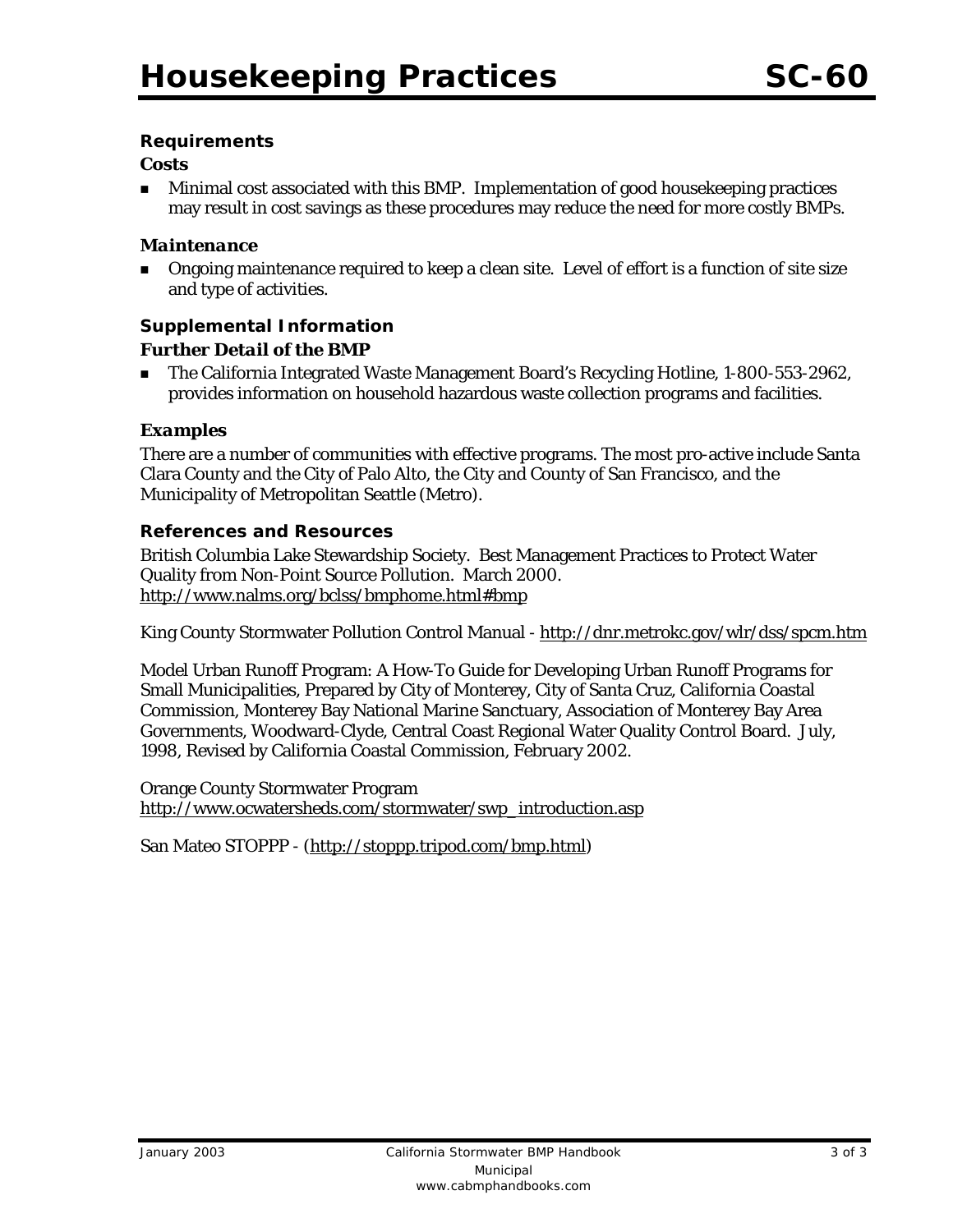## Requirements

### Costs

- Minimal cost associated with this BMP. Implementation of good housekeeping practices may result in cost savings as these procedures may reduce the need for more costly BMPs.

### Maintenance

- Ongoing maintenance required to keep a clean site. Level of effort is a function of site size and type of activities.

## Supplemental Information

### Further Detail of the BMP

- The California Integrated Waste Management Board's Recycling Hotline, 1-800-553-2962, provides information on household hazardous waste collection programs and facilities.

### Examples

There are a number of communities with effective programs. The most pro-active include Santa Clara County and the City of Palo Alto, the City and County of San Francisco, and the Municipality of Metropolitan Seattle (Metro).

## References and Resources

British Columbia Lake Stewardship Society. Best Management Practices to Protect Water Quality from Non-Point Source Pollution. March 2000. http://www.nalms.org/bclss/bmphome.html#bmp

King County Stormwater Pollution Control Manual - http://dnr.metrokc.gov/wlr/dss/spcm.htm

Model Urban Runoff Program: A How-To Guide for Developing Urban Runoff Programs for Small Municipalities, Prepared by City of Monterey, City of Santa Cruz, California Coastal Commission, Monterey Bay National Marine Sanctuary, Association of Monterey Bay Area Governments, Woodward-Clyde, Central Coast Regional Water Quality Control Board. July, 1998, Revised by California Coastal Commission, February 2002.

Orange County Stormwater Program http://www.ocwatersheds.com/stormwater/swp_introduction.asp

San Mateo STOPPP - (http://stoppp.tripod.com/bmp.html)